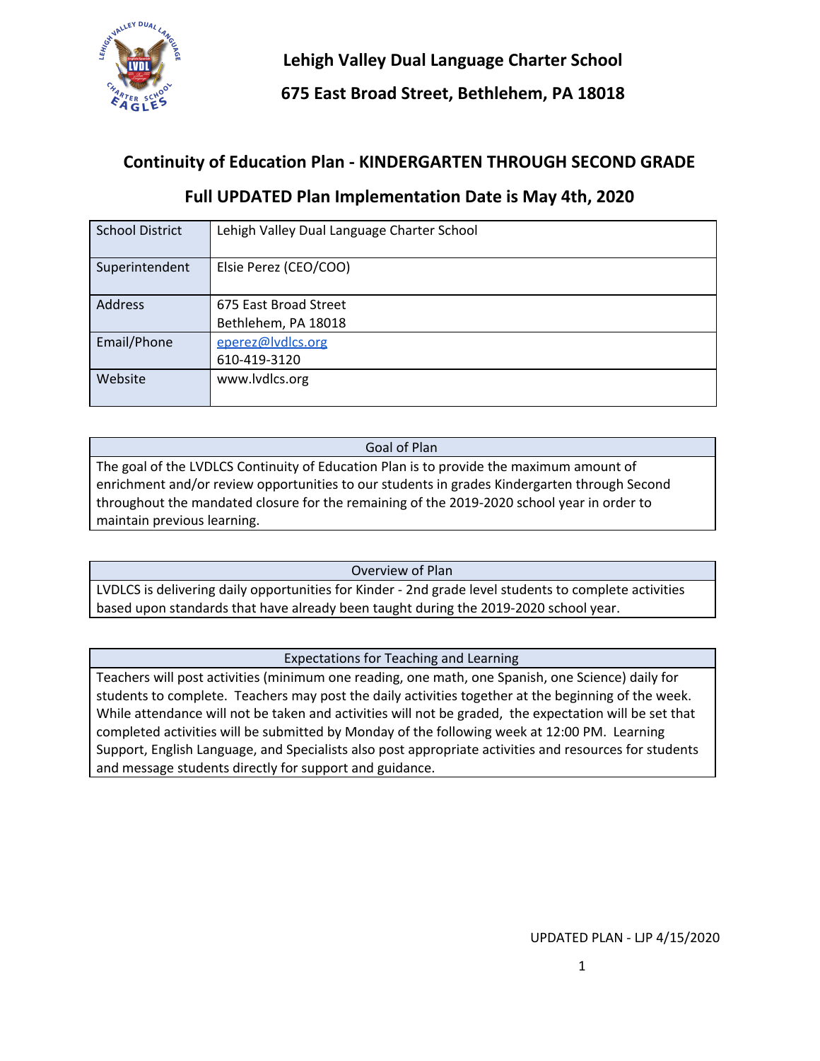# Lehigh Valley Dual Language Charter School

## 675 East Broad Street, Bethlehem, PA 18018

## Continuity of Education Plan - KINDERGARTEN THROUGH SECOND GRADE

## Full UPDATED Plan Implementation Date is May 4th, 2020

| School District | Lehigh Valley Dual Language Charter School |
|---|---|
| Superintendent | Elsie Perez (CEO/COO) |
| Address | 675 East Broad Street<br>Bethlehem, PA 18018 |
| Email/Phone | eperez@lvdlcs.org<br>610-419-3120 |
| Website | www.lvdlcs.org |

| Goal of Plan |
|---|
| The goal of the LVDLCS Continuity of Education Plan is to provide the maximum amount of enrichment and/or review opportunities to our students in grades Kindergarten through Second throughout the mandated closure for the remaining of the 2019-2020 school year in order to maintain previous learning. |

| Overview of Plan |
|---|
| LVDLCS is delivering daily opportunities for Kinder - 2nd grade level students to complete activities based upon standards that have already been taught during the 2019-2020 school year. |

| Expectations for Teaching and Learning |
|---|
| Teachers will post activities (minimum one reading, one math, one Spanish, one Science) daily for students to complete. Teachers may post the daily activities together at the beginning of the week. While attendance will not be taken and activities will not be graded, the expectation will be set that completed activities will be submitted by Monday of the following week at 12:00 PM. Learning Support, English Language, and Specialists also post appropriate activities and resources for students and message students directly for support and guidance. |

UPDATED PLAN - LJP 4/15/2020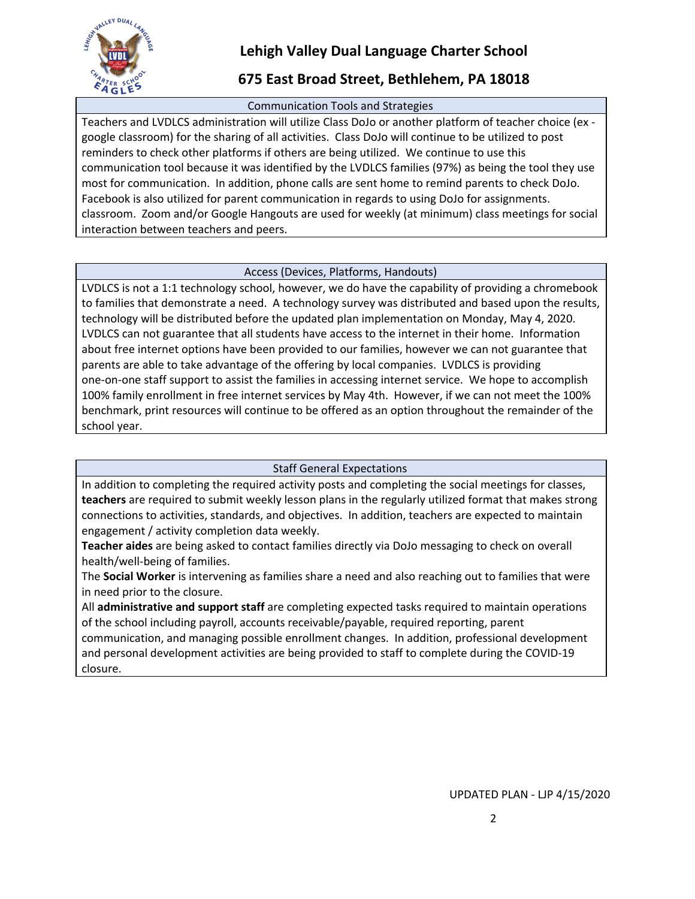# Lehigh Valley Dual Language Charter School

## 675 East Broad Street, Bethlehem, PA 18018

### Communication Tools and Strategies

Teachers and LVDLCS administration will utilize Class DoJo or another platform of teacher choice (ex - google classroom) for the sharing of all activities. Class DoJo will continue to be utilized to post reminders to check other platforms if others are being utilized. We continue to use this communication tool because it was identified by the LVDLCS families (97%) as being the tool they use most for communication. In addition, phone calls are sent home to remind parents to check DoJo. Facebook is also utilized for parent communication in regards to using DoJo for assignments. classroom. Zoom and/or Google Hangouts are used for weekly (at minimum) class meetings for social interaction between teachers and peers.

### Access (Devices, Platforms, Handouts)

LVDLCS is not a 1:1 technology school, however, we do have the capability of providing a chromebook to families that demonstrate a need. A technology survey was distributed and based upon the results, technology will be distributed before the updated plan implementation on Monday, May 4, 2020. LVDLCS can not guarantee that all students have access to the internet in their home. Information about free internet options have been provided to our families, however we can not guarantee that parents are able to take advantage of the offering by local companies. LVDLCS is providing one-on-one staff support to assist the families in accessing internet service. We hope to accomplish 100% family enrollment in free internet services by May 4th. However, if we can not meet the 100% benchmark, print resources will continue to be offered as an option throughout the remainder of the school year.

### Staff General Expectations

In addition to completing the required activity posts and completing the social meetings for classes, **teachers** are required to submit weekly lesson plans in the regularly utilized format that makes strong connections to activities, standards, and objectives. In addition, teachers are expected to maintain engagement / activity completion data weekly.

**Teacher aides** are being asked to contact families directly via DoJo messaging to check on overall health/well-being of families.

The **Social Worker** is intervening as families share a need and also reaching out to families that were in need prior to the closure.

All **administrative and support staff** are completing expected tasks required to maintain operations of the school including payroll, accounts receivable/payable, required reporting, parent communication, and managing possible enrollment changes. In addition, professional development and personal development activities are being provided to staff to complete during the COVID-19 closure.

UPDATED PLAN - LJP 4/15/2020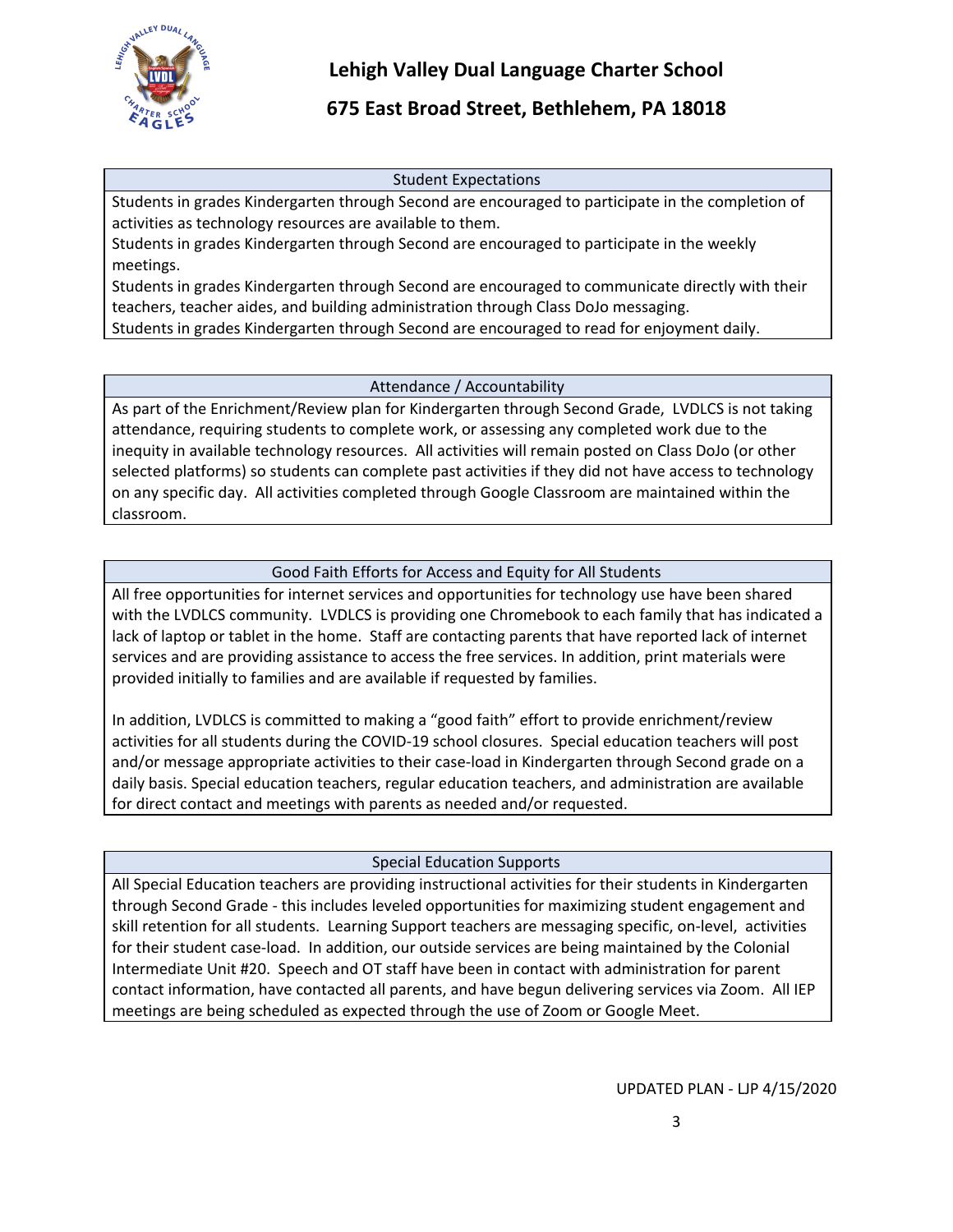# Lehigh Valley Dual Language Charter School

## 675 East Broad Street, Bethlehem, PA 18018

### Student Expectations

Students in grades Kindergarten through Second are encouraged to participate in the completion of activities as technology resources are available to them.
Students in grades Kindergarten through Second are encouraged to participate in the weekly meetings.
Students in grades Kindergarten through Second are encouraged to communicate directly with their teachers, teacher aides, and building administration through Class DoJo messaging.
Students in grades Kindergarten through Second are encouraged to read for enjoyment daily.

### Attendance / Accountability

As part of the Enrichment/Review plan for Kindergarten through Second Grade, LVDLCS is not taking attendance, requiring students to complete work, or assessing any completed work due to the inequity in available technology resources. All activities will remain posted on Class DoJo (or other selected platforms) so students can complete past activities if they did not have access to technology on any specific day. All activities completed through Google Classroom are maintained within the classroom.

### Good Faith Efforts for Access and Equity for All Students

All free opportunities for internet services and opportunities for technology use have been shared with the LVDLCS community. LVDLCS is providing one Chromebook to each family that has indicated a lack of laptop or tablet in the home. Staff are contacting parents that have reported lack of internet services and are providing assistance to access the free services. In addition, print materials were provided initially to families and are available if requested by families.

In addition, LVDLCS is committed to making a "good faith" effort to provide enrichment/review activities for all students during the COVID-19 school closures. Special education teachers will post and/or message appropriate activities to their case-load in Kindergarten through Second grade on a daily basis. Special education teachers, regular education teachers, and administration are available for direct contact and meetings with parents as needed and/or requested.

### Special Education Supports

All Special Education teachers are providing instructional activities for their students in Kindergarten through Second Grade - this includes leveled opportunities for maximizing student engagement and skill retention for all students. Learning Support teachers are messaging specific, on-level, activities for their student case-load. In addition, our outside services are being maintained by the Colonial Intermediate Unit #20. Speech and OT staff have been in contact with administration for parent contact information, have contacted all parents, and have begun delivering services via Zoom. All IEP meetings are being scheduled as expected through the use of Zoom or Google Meet.

UPDATED PLAN - LJP 4/15/2020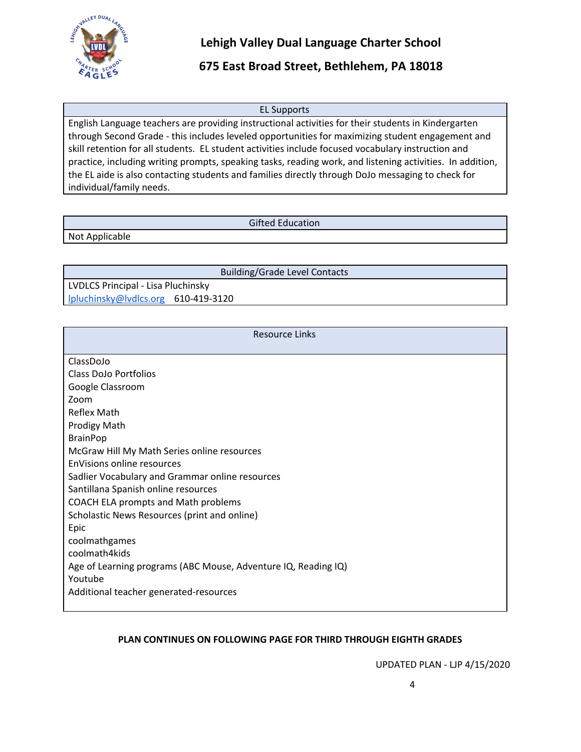## Lehigh Valley Dual Language Charter School

## 675 East Broad Street, Bethlehem, PA 18018

| EL Supports |
|---|
| English Language teachers are providing instructional activities for their students in Kindergarten through Second Grade - this includes leveled opportunities for maximizing student engagement and skill retention for all students. EL student activities include focused vocabulary instruction and practice, including writing prompts, speaking tasks, reading work, and listening activities. In addition, the EL aide is also contacting students and families directly through DoJo messaging to check for individual/family needs. |

| Gifted Education |
|---|
| Not Applicable |

| Building/Grade Level Contacts |
|---|
| LVDLCS Principal - Lisa Pluchinsky<br>lpluchinsky@lvdlcs.org 610-419-3120 |

| Resource Links |
|---|
| ClassDoJo<br>Class DoJo Portfolios<br>Google Classroom<br>Zoom<br>Reflex Math<br>Prodigy Math<br>BrainPop<br>McGraw Hill My Math Series online resources<br>EnVisions online resources<br>Sadlier Vocabulary and Grammar online resources<br>Santillana Spanish online resources<br>COACH ELA prompts and Math problems<br>Scholastic News Resources (print and online)<br>Epic<br>coolmathgames<br>coolmath4kids<br>Age of Learning programs (ABC Mouse, Adventure IQ, Reading IQ)<br>Youtube<br>Additional teacher generated-resources |

**PLAN CONTINUES ON FOLLOWING PAGE FOR THIRD THROUGH EIGHTH GRADES**

UPDATED PLAN - LJP 4/15/2020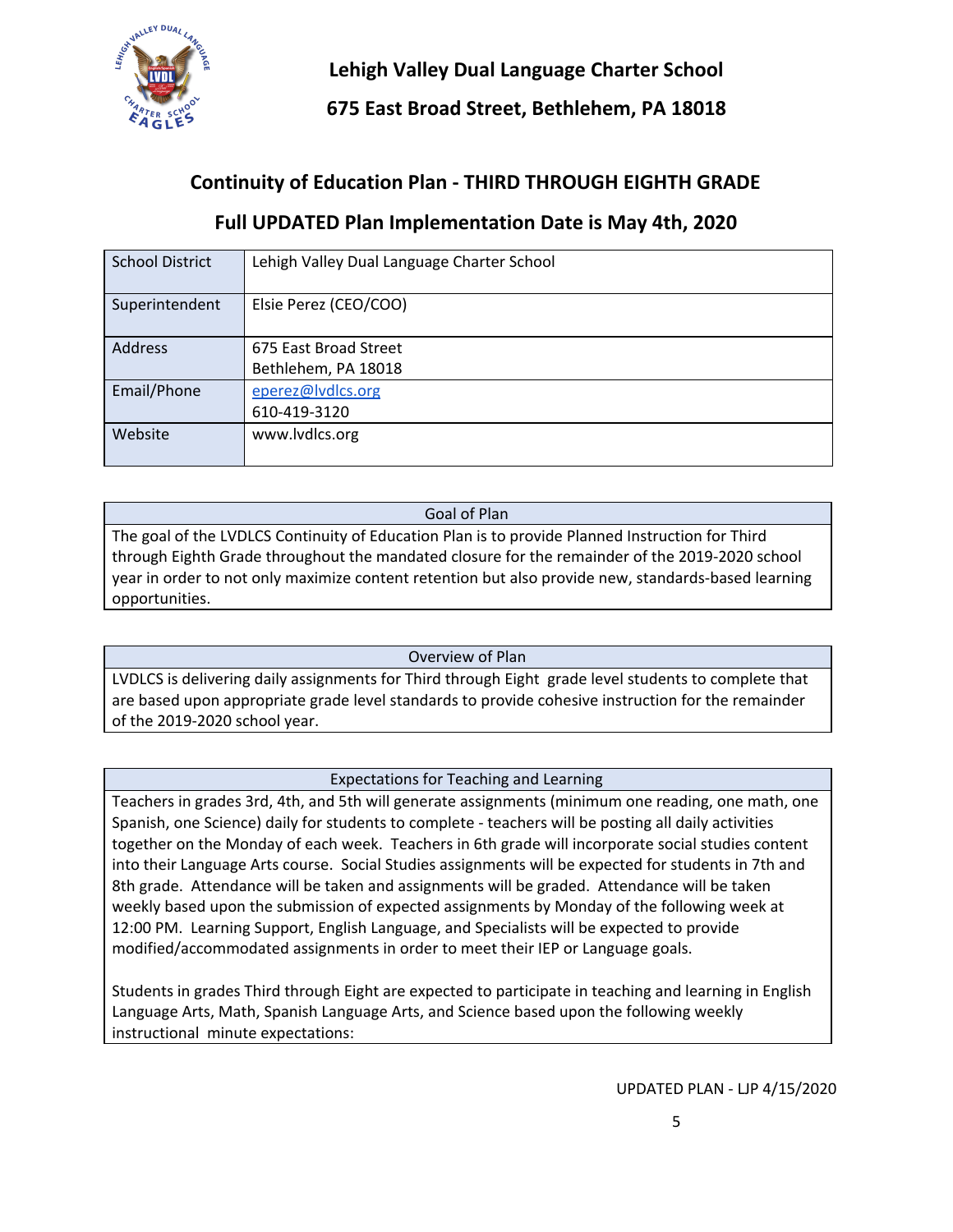**Lehigh Valley Dual Language Charter School**

**675 East Broad Street, Bethlehem, PA 18018**

## Continuity of Education Plan - THIRD THROUGH EIGHTH GRADE

## Full UPDATED Plan Implementation Date is May 4th, 2020

| School District | Lehigh Valley Dual Language Charter School |
|---|---|
| Superintendent | Elsie Perez (CEO/COO) |
| Address | 675 East Broad Street<br>Bethlehem, PA 18018 |
| Email/Phone | eperez@lvdlcs.org<br>610-419-3120 |
| Website | www.lvdlcs.org |

| Goal of Plan |
|---|
| The goal of the LVDLCS Continuity of Education Plan is to provide Planned Instruction for Third through Eighth Grade throughout the mandated closure for the remainder of the 2019-2020 school year in order to not only maximize content retention but also provide new, standards-based learning opportunities. |

| Overview of Plan |
|---|
| LVDLCS is delivering daily assignments for Third through Eight grade level students to complete that are based upon appropriate grade level standards to provide cohesive instruction for the remainder of the 2019-2020 school year. |

| Expectations for Teaching and Learning |
|---|
| Teachers in grades 3rd, 4th, and 5th will generate assignments (minimum one reading, one math, one Spanish, one Science) daily for students to complete - teachers will be posting all daily activities together on the Monday of each week. Teachers in 6th grade will incorporate social studies content into their Language Arts course. Social Studies assignments will be expected for students in 7th and 8th grade. Attendance will be taken and assignments will be graded. Attendance will be taken weekly based upon the submission of expected assignments by Monday of the following week at 12:00 PM. Learning Support, English Language, and Specialists will be expected to provide modified/accommodated assignments in order to meet their IEP or Language goals.<br><br>Students in grades Third through Eight are expected to participate in teaching and learning in English Language Arts, Math, Spanish Language Arts, and Science based upon the following weekly instructional minute expectations: |

UPDATED PLAN - LJP 4/15/2020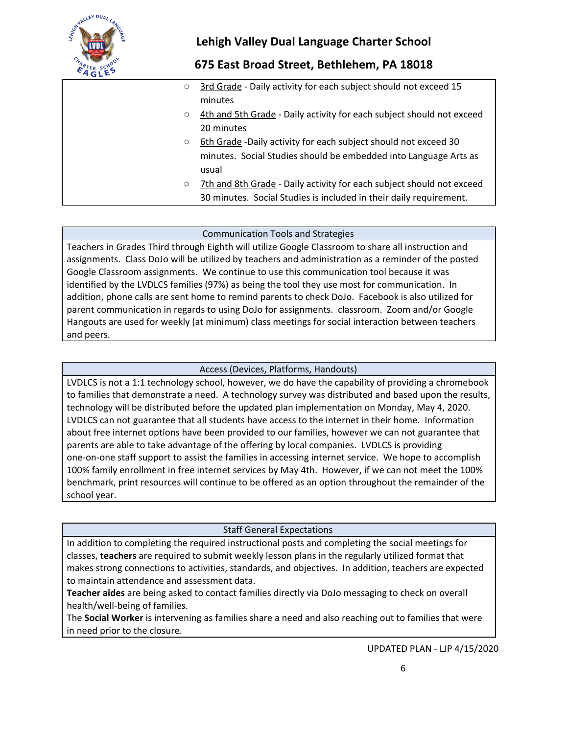- 3rd Grade - Daily activity for each subject should not exceed 15 minutes
- 4th and 5th Grade - Daily activity for each subject should not exceed 20 minutes
- 6th Grade -Daily activity for each subject should not exceed 30 minutes. Social Studies should be embedded into Language Arts as usual
- 7th and 8th Grade - Daily activity for each subject should not exceed 30 minutes. Social Studies is included in their daily requirement.

| Communication Tools and Strategies |
|---|
| Teachers in Grades Third through Eighth will utilize Google Classroom to share all instruction and assignments. Class DoJo will be utilized by teachers and administration as a reminder of the posted Google Classroom assignments. We continue to use this communication tool because it was identified by the LVDLCS families (97%) as being the tool they use most for communication. In addition, phone calls are sent home to remind parents to check DoJo. Facebook is also utilized for parent communication in regards to using DoJo for assignments. classroom. Zoom and/or Google Hangouts are used for weekly (at minimum) class meetings for social interaction between teachers and peers. |

| Access (Devices, Platforms, Handouts) |
|---|
| LVDLCS is not a 1:1 technology school, however, we do have the capability of providing a chromebook to families that demonstrate a need. A technology survey was distributed and based upon the results, technology will be distributed before the updated plan implementation on Monday, May 4, 2020. LVDLCS can not guarantee that all students have access to the internet in their home. Information about free internet options have been provided to our families, however we can not guarantee that parents are able to take advantage of the offering by local companies. LVDLCS is providing one-on-one staff support to assist the families in accessing internet service. We hope to accomplish 100% family enrollment in free internet services by May 4th. However, if we can not meet the 100% benchmark, print resources will continue to be offered as an option throughout the remainder of the school year. |

| Staff General Expectations |
|---|
| In addition to completing the required instructional posts and completing the social meetings for classes, **teachers** are required to submit weekly lesson plans in the regularly utilized format that makes strong connections to activities, standards, and objectives. In addition, teachers are expected to maintain attendance and assessment data. <br> **Teacher aides** are being asked to contact families directly via DoJo messaging to check on overall health/well-being of families. <br> The **Social Worker** is intervening as families share a need and also reaching out to families that were in need prior to the closure. |

UPDATED PLAN - LJP 4/15/2020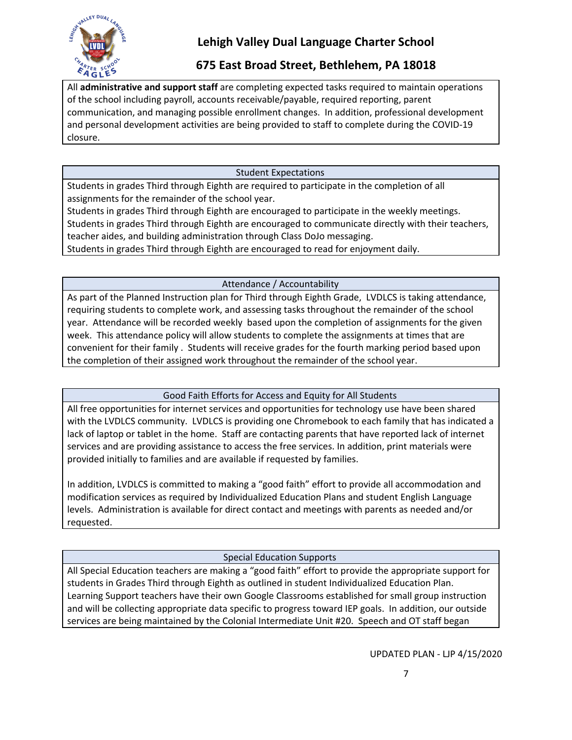All **administrative and support staff** are completing expected tasks required to maintain operations of the school including payroll, accounts receivable/payable, required reporting, parent communication, and managing possible enrollment changes. In addition, professional development and personal development activities are being provided to staff to complete during the COVID-19 closure.

## Student Expectations

Students in grades Third through Eighth are required to participate in the completion of all assignments for the remainder of the school year.
Students in grades Third through Eighth are encouraged to participate in the weekly meetings.
Students in grades Third through Eighth are encouraged to communicate directly with their teachers, teacher aides, and building administration through Class DoJo messaging.
Students in grades Third through Eighth are encouraged to read for enjoyment daily.

## Attendance / Accountability

As part of the Planned Instruction plan for Third through Eighth Grade, LVDLCS is taking attendance, requiring students to complete work, and assessing tasks throughout the remainder of the school year. Attendance will be recorded weekly based upon the completion of assignments for the given week. This attendance policy will allow students to complete the assignments at times that are convenient for their family . Students will receive grades for the fourth marking period based upon the completion of their assigned work throughout the remainder of the school year.

## Good Faith Efforts for Access and Equity for All Students

All free opportunities for internet services and opportunities for technology use have been shared with the LVDLCS community. LVDLCS is providing one Chromebook to each family that has indicated a lack of laptop or tablet in the home. Staff are contacting parents that have reported lack of internet services and are providing assistance to access the free services. In addition, print materials were provided initially to families and are available if requested by families.

In addition, LVDLCS is committed to making a "good faith" effort to provide all accommodation and modification services as required by Individualized Education Plans and student English Language levels. Administration is available for direct contact and meetings with parents as needed and/or requested.

## Special Education Supports

All Special Education teachers are making a "good faith" effort to provide the appropriate support for students in Grades Third through Eighth as outlined in student Individualized Education Plan. Learning Support teachers have their own Google Classrooms established for small group instruction and will be collecting appropriate data specific to progress toward IEP goals. In addition, our outside services are being maintained by the Colonial Intermediate Unit #20. Speech and OT staff began

UPDATED PLAN - LJP 4/15/2020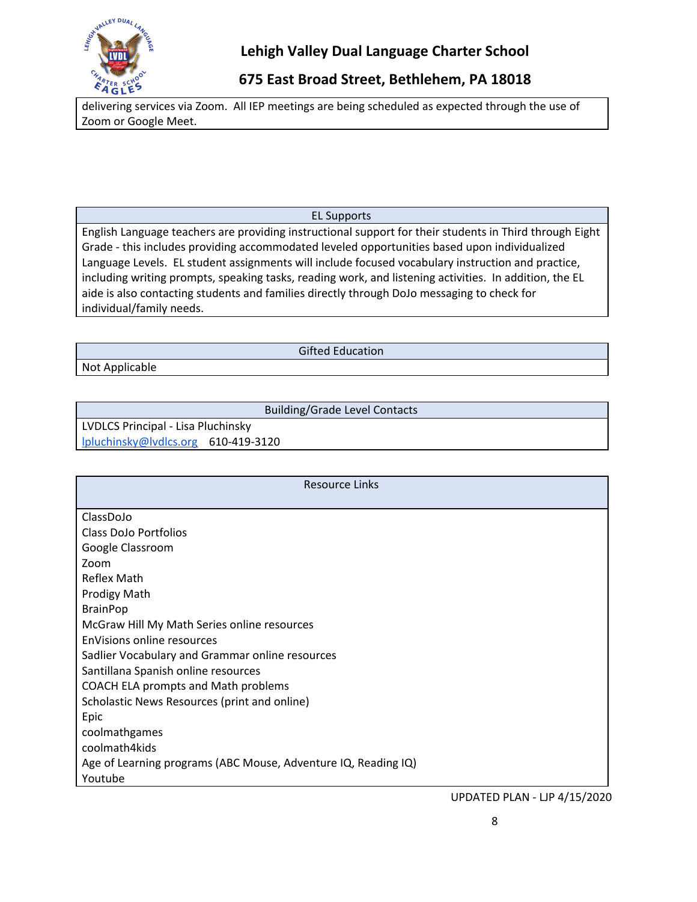delivering services via Zoom. All IEP meetings are being scheduled as expected through the use of Zoom or Google Meet.

| EL Supports |
| --- |
| English Language teachers are providing instructional support for their students in Third through Eight Grade - this includes providing accommodated leveled opportunities based upon individualized Language Levels. EL student assignments will include focused vocabulary instruction and practice, including writing prompts, speaking tasks, reading work, and listening activities. In addition, the EL aide is also contacting students and families directly through DoJo messaging to check for individual/family needs. |

| Gifted Education |
| --- |
| Not Applicable |

| Building/Grade Level Contacts |
| --- |
| LVDLCS Principal - Lisa Pluchinsky<br>lpluchinsky@lvdlcs.org 610-419-3120 |

| Resource Links |
| --- |
| ClassDoJo<br>Class DoJo Portfolios<br>Google Classroom<br>Zoom<br>Reflex Math<br>Prodigy Math<br>BrainPop<br>McGraw Hill My Math Series online resources<br>EnVisions online resources<br>Sadlier Vocabulary and Grammar online resources<br>Santillana Spanish online resources<br>COACH ELA prompts and Math problems<br>Scholastic News Resources (print and online)<br>Epic<br>coolmathgames<br>coolmath4kids<br>Age of Learning programs (ABC Mouse, Adventure IQ, Reading IQ)<br>Youtube |

UPDATED PLAN - LJP 4/15/2020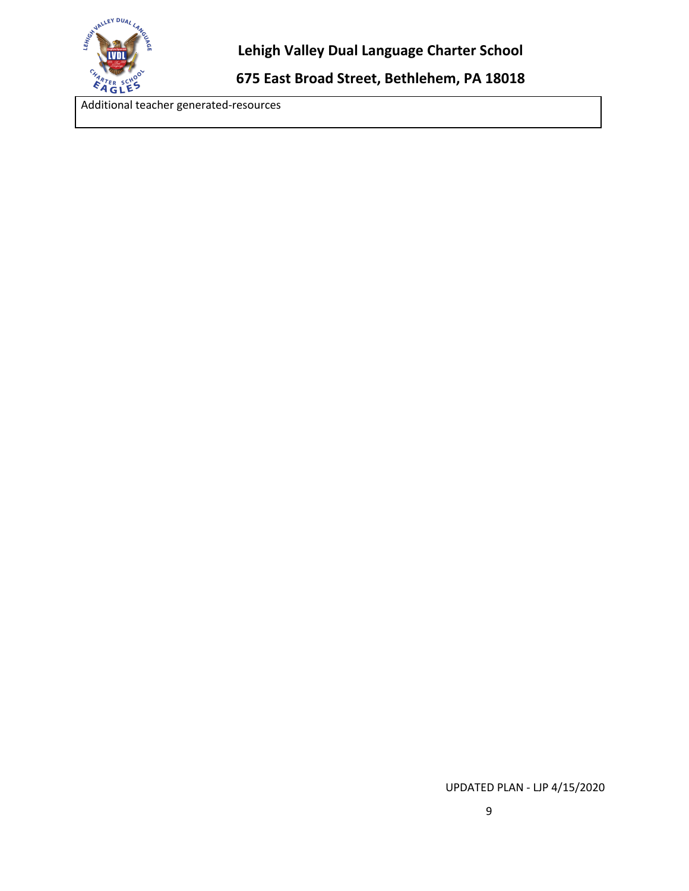| |
|---|
| Additional teacher generated-resources |